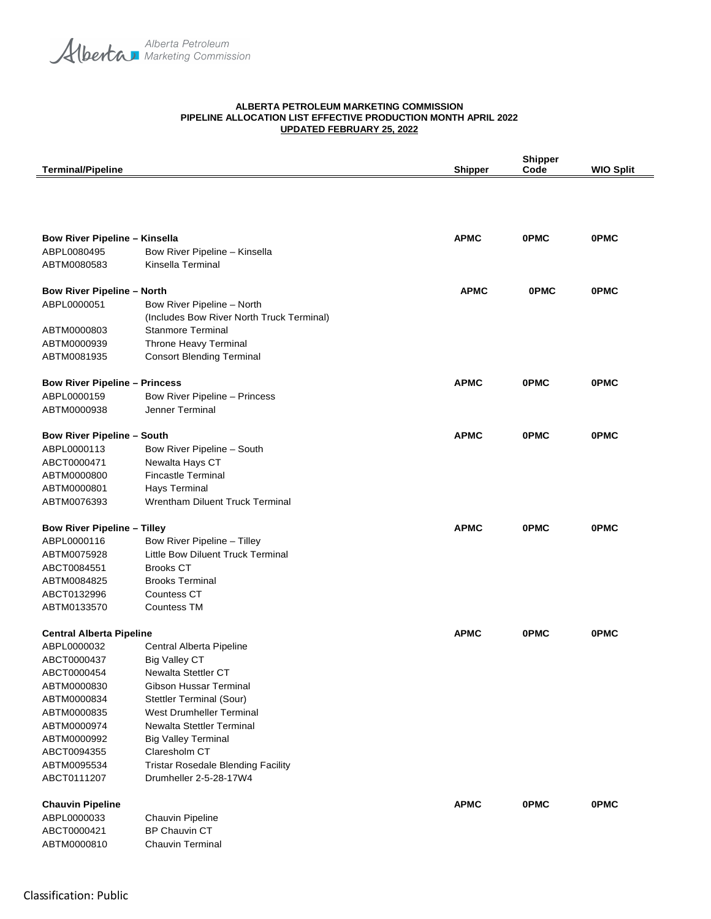Alberta Petroleum Marketing Commission

**ALBERTA PETROLEUM MARKETING COMMISSION**
**PIPELINE ALLOCATION LIST EFFECTIVE PRODUCTION MONTH APRIL 2022**
**UPDATED FEBRUARY 25, 2022**

| Terminal/Pipeline | | Shipper | Shipper Code | WIO Split |
|---|---|---|---|---|
| **Bow River Pipeline – Kinsella** | | **APMC** | **0PMC** | **0PMC** |
| ABPL0080495 | Bow River Pipeline – Kinsella | | | |
| ABTM0080583 | Kinsella Terminal | | | |
| **Bow River Pipeline – North** | | **APMC** | **0PMC** | **0PMC** |
| ABPL0000051 | Bow River Pipeline – North (Includes Bow River North Truck Terminal) | | | |
| ABTM0000803 | Stanmore Terminal | | | |
| ABTM0000939 | Throne Heavy Terminal | | | |
| ABTM0081935 | Consort Blending Terminal | | | |
| **Bow River Pipeline – Princess** | | **APMC** | **0PMC** | **0PMC** |
| ABPL0000159 | Bow River Pipeline – Princess | | | |
| ABTM0000938 | Jenner Terminal | | | |
| **Bow River Pipeline – South** | | **APMC** | **0PMC** | **0PMC** |
| ABPL0000113 | Bow River Pipeline – South | | | |
| ABCT0000471 | Newalta Hays CT | | | |
| ABTM0000800 | Fincastle Terminal | | | |
| ABTM0000801 | Hays Terminal | | | |
| ABTM0076393 | Wrentham Diluent Truck Terminal | | | |
| **Bow River Pipeline – Tilley** | | **APMC** | **0PMC** | **0PMC** |
| ABPL0000116 | Bow River Pipeline – Tilley | | | |
| ABTM0075928 | Little Bow Diluent Truck Terminal | | | |
| ABCT0084551 | Brooks CT | | | |
| ABTM0084825 | Brooks Terminal | | | |
| ABCT0132996 | Countess CT | | | |
| ABTM0133570 | Countess TM | | | |
| **Central Alberta Pipeline** | | **APMC** | **0PMC** | **0PMC** |
| ABPL0000032 | Central Alberta Pipeline | | | |
| ABCT0000437 | Big Valley CT | | | |
| ABCT0000454 | Newalta Stettler CT | | | |
| ABTM0000830 | Gibson Hussar Terminal | | | |
| ABTM0000834 | Stettler Terminal (Sour) | | | |
| ABTM0000835 | West Drumheller Terminal | | | |
| ABTM0000974 | Newalta Stettler Terminal | | | |
| ABTM0000992 | Big Valley Terminal | | | |
| ABCT0094355 | Claresholm CT | | | |
| ABTM0095534 | Tristar Rosedale Blending Facility | | | |
| ABCT0111207 | Drumheller 2-5-28-17W4 | | | |
| **Chauvin Pipeline** | | **APMC** | **0PMC** | **0PMC** |
| ABPL0000033 | Chauvin Pipeline | | | |
| ABCT0000421 | BP Chauvin CT | | | |
| ABTM0000810 | Chauvin Terminal | | | |

Classification: Public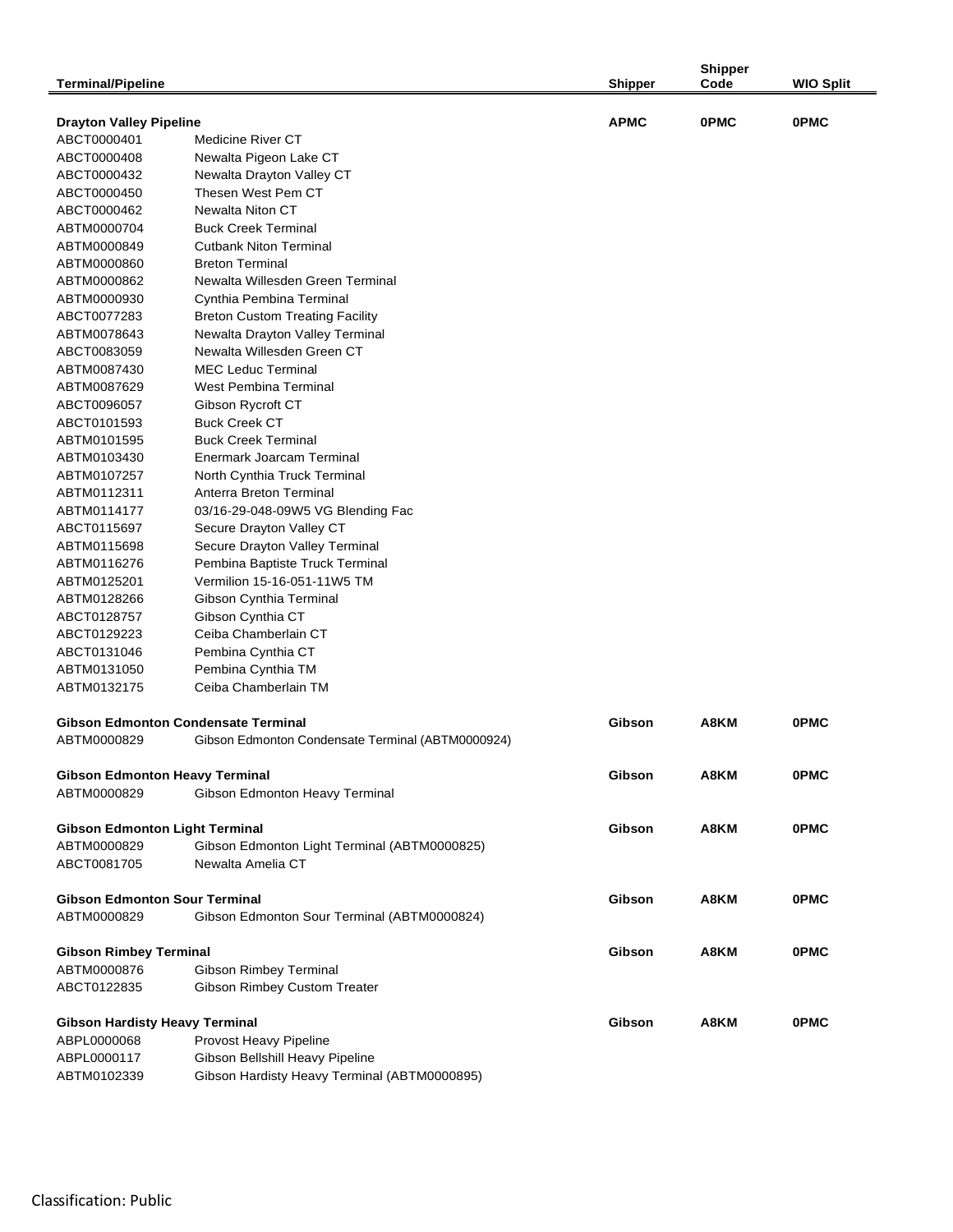| Terminal/Pipeline | | Shipper | Shipper Code | WIO Split |
|---|---|---|---|---|
| **Drayton Valley Pipeline** | | **APMC** | **0PMC** | **0PMC** |
| ABCT0000401 | Medicine River CT | | | |
| ABCT0000408 | Newalta Pigeon Lake CT | | | |
| ABCT0000432 | Newalta Drayton Valley CT | | | |
| ABCT0000450 | Thesen West Pem CT | | | |
| ABCT0000462 | Newalta Niton CT | | | |
| ABTM0000704 | Buck Creek Terminal | | | |
| ABTM0000849 | Cutbank Niton Terminal | | | |
| ABTM0000860 | Breton Terminal | | | |
| ABTM0000862 | Newalta Willesden Green Terminal | | | |
| ABTM0000930 | Cynthia Pembina Terminal | | | |
| ABCT0077283 | Breton Custom Treating Facility | | | |
| ABTM0078643 | Newalta Drayton Valley Terminal | | | |
| ABCT0083059 | Newalta Willesden Green CT | | | |
| ABTM0087430 | MEC Leduc Terminal | | | |
| ABTM0087629 | West Pembina Terminal | | | |
| ABCT0096057 | Gibson Rycroft CT | | | |
| ABCT0101593 | Buck Creek CT | | | |
| ABTM0101595 | Buck Creek Terminal | | | |
| ABTM0103430 | Enermark Joarcam Terminal | | | |
| ABTM0107257 | North Cynthia Truck Terminal | | | |
| ABTM0112311 | Anterra Breton Terminal | | | |
| ABTM0114177 | 03/16-29-048-09W5 VG Blending Fac | | | |
| ABCT0115697 | Secure Drayton Valley CT | | | |
| ABTM0115698 | Secure Drayton Valley Terminal | | | |
| ABTM0116276 | Pembina Baptiste Truck Terminal | | | |
| ABTM0125201 | Vermilion 15-16-051-11W5 TM | | | |
| ABTM0128266 | Gibson Cynthia Terminal | | | |
| ABCT0128757 | Gibson Cynthia CT | | | |
| ABCT0129223 | Ceiba Chamberlain CT | | | |
| ABCT0131046 | Pembina Cynthia CT | | | |
| ABTM0131050 | Pembina Cynthia TM | | | |
| ABTM0132175 | Ceiba Chamberlain TM | | | |
| **Gibson Edmonton Condensate Terminal** | | **Gibson** | **A8KM** | **0PMC** |
| ABTM0000829 | Gibson Edmonton Condensate Terminal (ABTM0000924) | | | |
| **Gibson Edmonton Heavy Terminal** | | **Gibson** | **A8KM** | **0PMC** |
| ABTM0000829 | Gibson Edmonton Heavy Terminal | | | |
| **Gibson Edmonton Light Terminal** | | **Gibson** | **A8KM** | **0PMC** |
| ABTM0000829 | Gibson Edmonton Light Terminal (ABTM0000825) | | | |
| ABCT0081705 | Newalta Amelia CT | | | |
| **Gibson Edmonton Sour Terminal** | | **Gibson** | **A8KM** | **0PMC** |
| ABTM0000829 | Gibson Edmonton Sour Terminal (ABTM0000824) | | | |
| **Gibson Rimbey Terminal** | | **Gibson** | **A8KM** | **0PMC** |
| ABTM0000876 | Gibson Rimbey Terminal | | | |
| ABCT0122835 | Gibson Rimbey Custom Treater | | | |
| **Gibson Hardisty Heavy Terminal** | | **Gibson** | **A8KM** | **0PMC** |
| ABPL0000068 | Provost Heavy Pipeline | | | |
| ABPL0000117 | Gibson Bellshill Heavy Pipeline | | | |
| ABTM0102339 | Gibson Hardisty Heavy Terminal (ABTM0000895) | | | |

Classification: Public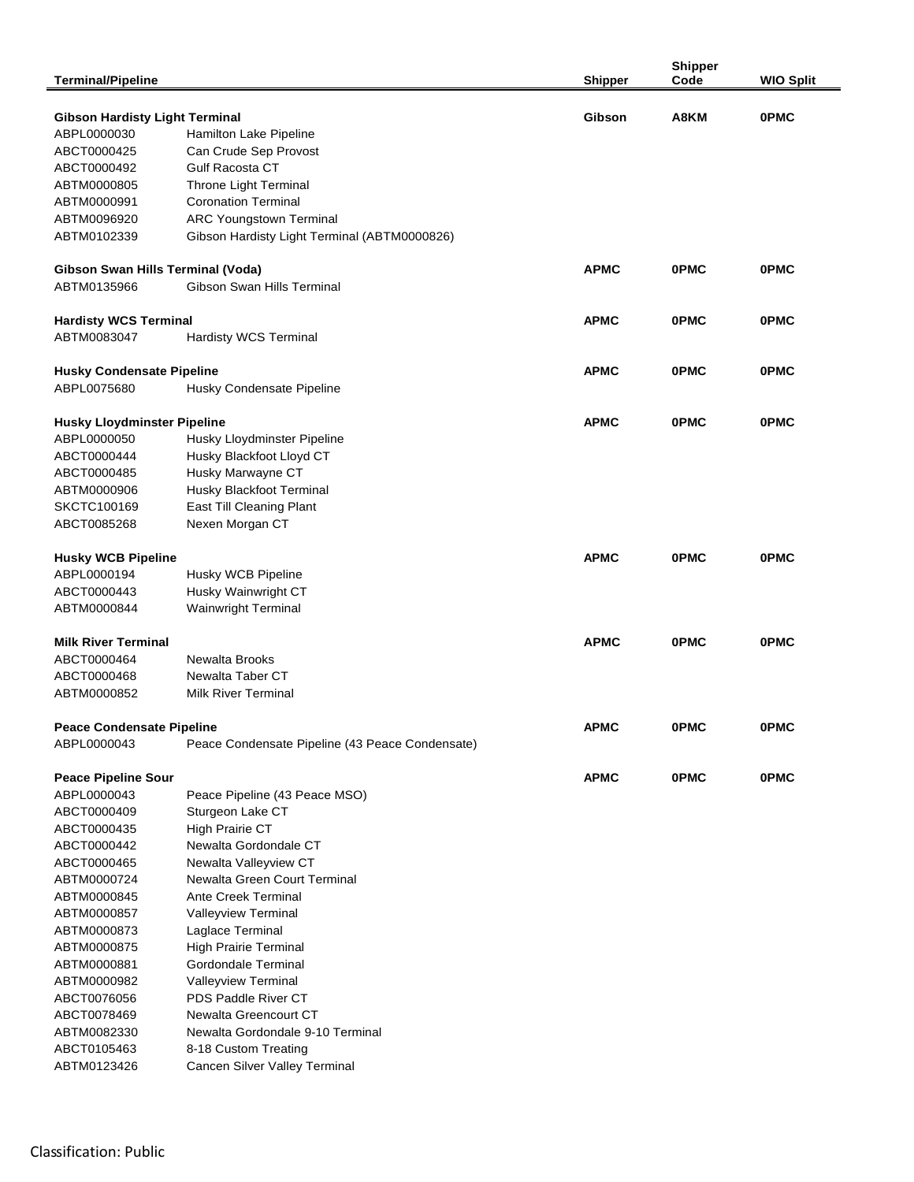| Terminal/Pipeline | | Shipper | Shipper Code | WIO Split |
|---|---|---|---|---|
| **Gibson Hardisty Light Terminal** | | **Gibson** | **A8KM** | **0PMC** |
| ABPL0000030 | Hamilton Lake Pipeline | | | |
| ABCT0000425 | Can Crude Sep Provost | | | |
| ABCT0000492 | Gulf Racosta CT | | | |
| ABTM0000805 | Throne Light Terminal | | | |
| ABTM0000991 | Coronation Terminal | | | |
| ABTM0096920 | ARC Youngstown Terminal | | | |
| ABTM0102339 | Gibson Hardisty Light Terminal (ABTM0000826) | | | |
| **Gibson Swan Hills Terminal (Voda)** | | **APMC** | **0PMC** | **0PMC** |
| ABTM0135966 | Gibson Swan Hills Terminal | | | |
| **Hardisty WCS Terminal** | | **APMC** | **0PMC** | **0PMC** |
| ABTM0083047 | Hardisty WCS Terminal | | | |
| **Husky Condensate Pipeline** | | **APMC** | **0PMC** | **0PMC** |
| ABPL0075680 | Husky Condensate Pipeline | | | |
| **Husky Lloydminster Pipeline** | | **APMC** | **0PMC** | **0PMC** |
| ABPL0000050 | Husky Lloydminster Pipeline | | | |
| ABCT0000444 | Husky Blackfoot Lloyd CT | | | |
| ABCT0000485 | Husky Marwayne CT | | | |
| ABTM0000906 | Husky Blackfoot Terminal | | | |
| SKCTC100169 | East Till Cleaning Plant | | | |
| ABCT0085268 | Nexen Morgan CT | | | |
| **Husky WCB Pipeline** | | **APMC** | **0PMC** | **0PMC** |
| ABPL0000194 | Husky WCB Pipeline | | | |
| ABCT0000443 | Husky Wainwright CT | | | |
| ABTM0000844 | Wainwright Terminal | | | |
| **Milk River Terminal** | | **APMC** | **0PMC** | **0PMC** |
| ABCT0000464 | Newalta Brooks | | | |
| ABCT0000468 | Newalta Taber CT | | | |
| ABTM0000852 | Milk River Terminal | | | |
| **Peace Condensate Pipeline** | | **APMC** | **0PMC** | **0PMC** |
| ABPL0000043 | Peace Condensate Pipeline (43 Peace Condensate) | | | |
| **Peace Pipeline Sour** | | **APMC** | **0PMC** | **0PMC** |
| ABPL0000043 | Peace Pipeline (43 Peace MSO) | | | |
| ABCT0000409 | Sturgeon Lake CT | | | |
| ABCT0000435 | High Prairie CT | | | |
| ABCT0000442 | Newalta Gordondale CT | | | |
| ABCT0000465 | Newalta Valleyview CT | | | |
| ABTM0000724 | Newalta Green Court Terminal | | | |
| ABTM0000845 | Ante Creek Terminal | | | |
| ABTM0000857 | Valleyview Terminal | | | |
| ABTM0000873 | Laglace Terminal | | | |
| ABTM0000875 | High Prairie Terminal | | | |
| ABTM0000881 | Gordondale Terminal | | | |
| ABTM0000982 | Valleyview Terminal | | | |
| ABCT0076056 | PDS Paddle River CT | | | |
| ABCT0078469 | Newalta Greencourt CT | | | |
| ABTM0082330 | Newalta Gordondale 9-10 Terminal | | | |
| ABCT0105463 | 8-18 Custom Treating | | | |
| ABTM0123426 | Cancen Silver Valley Terminal | | | |

Classification: Public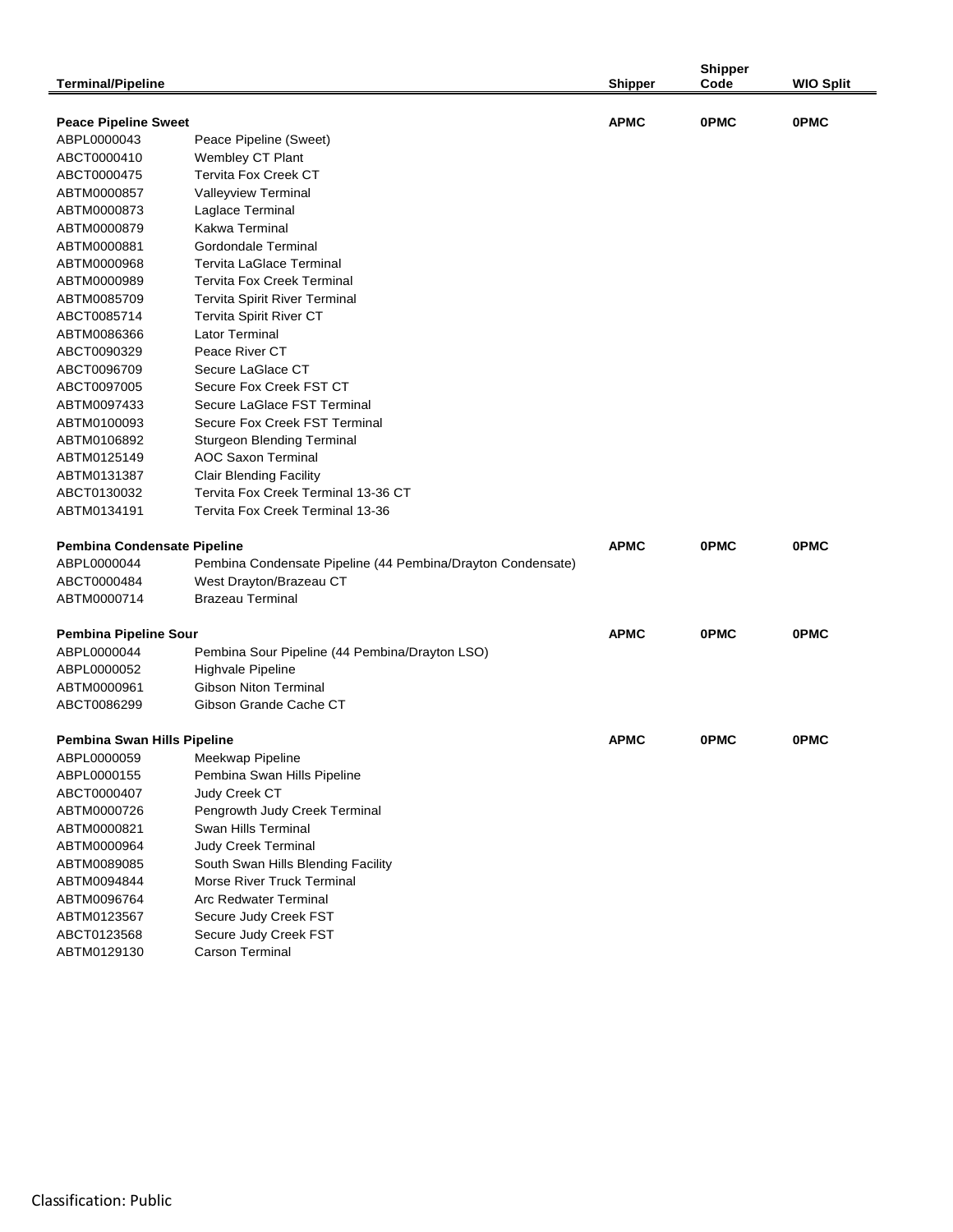| Terminal/Pipeline | | Shipper | Shipper Code | WIO Split |
|---|---|---|---|---|
| **Peace Pipeline Sweet** | | **APMC** | **0PMC** | **0PMC** |
| ABPL0000043 | Peace Pipeline (Sweet) | | | |
| ABCT0000410 | Wembley CT Plant | | | |
| ABCT0000475 | Tervita Fox Creek CT | | | |
| ABTM0000857 | Valleyview Terminal | | | |
| ABTM0000873 | Laglace Terminal | | | |
| ABTM0000879 | Kakwa Terminal | | | |
| ABTM0000881 | Gordondale Terminal | | | |
| ABTM0000968 | Tervita LaGlace Terminal | | | |
| ABTM0000989 | Tervita Fox Creek Terminal | | | |
| ABTM0085709 | Tervita Spirit River Terminal | | | |
| ABCT0085714 | Tervita Spirit River CT | | | |
| ABTM0086366 | Lator Terminal | | | |
| ABCT0090329 | Peace River CT | | | |
| ABCT0096709 | Secure LaGlace CT | | | |
| ABCT0097005 | Secure Fox Creek FST CT | | | |
| ABTM0097433 | Secure LaGlace FST Terminal | | | |
| ABTM0100093 | Secure Fox Creek FST Terminal | | | |
| ABTM0106892 | Sturgeon Blending Terminal | | | |
| ABTM0125149 | AOC Saxon Terminal | | | |
| ABTM0131387 | Clair Blending Facility | | | |
| ABCT0130032 | Tervita Fox Creek Terminal 13-36 CT | | | |
| ABTM0134191 | Tervita Fox Creek Terminal 13-36 | | | |
| **Pembina Condensate Pipeline** | | **APMC** | **0PMC** | **0PMC** |
| ABPL0000044 | Pembina Condensate Pipeline (44 Pembina/Drayton Condensate) | | | |
| ABCT0000484 | West Drayton/Brazeau CT | | | |
| ABTM0000714 | Brazeau Terminal | | | |
| **Pembina Pipeline Sour** | | **APMC** | **0PMC** | **0PMC** |
| ABPL0000044 | Pembina Sour Pipeline (44 Pembina/Drayton LSO) | | | |
| ABPL0000052 | Highvale Pipeline | | | |
| ABTM0000961 | Gibson Niton Terminal | | | |
| ABCT0086299 | Gibson Grande Cache CT | | | |
| **Pembina Swan Hills Pipeline** | | **APMC** | **0PMC** | **0PMC** |
| ABPL0000059 | Meekwap Pipeline | | | |
| ABPL0000155 | Pembina Swan Hills Pipeline | | | |
| ABCT0000407 | Judy Creek CT | | | |
| ABTM0000726 | Pengrowth Judy Creek Terminal | | | |
| ABTM0000821 | Swan Hills Terminal | | | |
| ABTM0000964 | Judy Creek Terminal | | | |
| ABTM0089085 | South Swan Hills Blending Facility | | | |
| ABTM0094844 | Morse River Truck Terminal | | | |
| ABTM0096764 | Arc Redwater Terminal | | | |
| ABTM0123567 | Secure Judy Creek FST | | | |
| ABCT0123568 | Secure Judy Creek FST | | | |
| ABTM0129130 | Carson Terminal | | | |

Classification: Public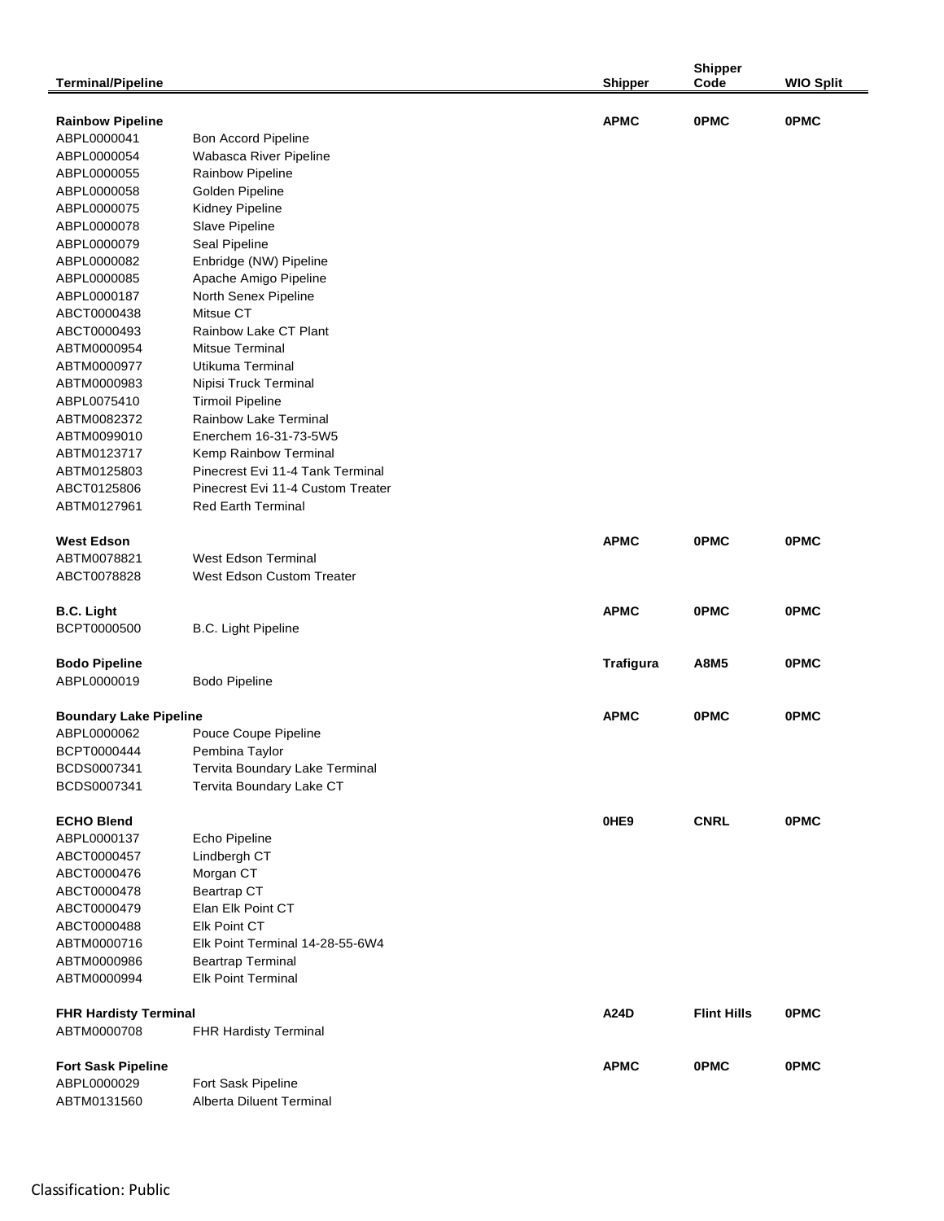| Terminal/Pipeline | | Shipper | Shipper Code | WIO Split |
|---|---|---|---|---|
| **Rainbow Pipeline** | | **APMC** | **0PMC** | **0PMC** |
| ABPL0000041 | Bon Accord Pipeline | | | |
| ABPL0000054 | Wabasca River Pipeline | | | |
| ABPL0000055 | Rainbow Pipeline | | | |
| ABPL0000058 | Golden Pipeline | | | |
| ABPL0000075 | Kidney Pipeline | | | |
| ABPL0000078 | Slave Pipeline | | | |
| ABPL0000079 | Seal Pipeline | | | |
| ABPL0000082 | Enbridge (NW) Pipeline | | | |
| ABPL0000085 | Apache Amigo Pipeline | | | |
| ABPL0000187 | North Senex Pipeline | | | |
| ABCT0000438 | Mitsue CT | | | |
| ABCT0000493 | Rainbow Lake CT Plant | | | |
| ABTM0000954 | Mitsue Terminal | | | |
| ABTM0000977 | Utikuma Terminal | | | |
| ABTM0000983 | Nipisi Truck Terminal | | | |
| ABPL0075410 | Tirmoil Pipeline | | | |
| ABTM0082372 | Rainbow Lake Terminal | | | |
| ABTM0099010 | Enerchem 16-31-73-5W5 | | | |
| ABTM0123717 | Kemp Rainbow Terminal | | | |
| ABTM0125803 | Pinecrest Evi 11-4 Tank Terminal | | | |
| ABCT0125806 | Pinecrest Evi 11-4 Custom Treater | | | |
| ABTM0127961 | Red Earth Terminal | | | |
| **West Edson** | | **APMC** | **0PMC** | **0PMC** |
| ABTM0078821 | West Edson Terminal | | | |
| ABCT0078828 | West Edson Custom Treater | | | |
| **B.C. Light** | | **APMC** | **0PMC** | **0PMC** |
| BCPT0000500 | B.C. Light Pipeline | | | |
| **Bodo Pipeline** | | **Trafigura** | **A8M5** | **0PMC** |
| ABPL0000019 | Bodo Pipeline | | | |
| **Boundary Lake Pipeline** | | **APMC** | **0PMC** | **0PMC** |
| ABPL0000062 | Pouce Coupe Pipeline | | | |
| BCPT0000444 | Pembina Taylor | | | |
| BCDS0007341 | Tervita Boundary Lake Terminal | | | |
| BCDS0007341 | Tervita Boundary Lake CT | | | |
| **ECHO Blend** | | **0HE9** | **CNRL** | **0PMC** |
| ABPL0000137 | Echo Pipeline | | | |
| ABCT0000457 | Lindbergh CT | | | |
| ABCT0000476 | Morgan CT | | | |
| ABCT0000478 | Beartrap CT | | | |
| ABCT0000479 | Elan Elk Point CT | | | |
| ABCT0000488 | Elk Point CT | | | |
| ABTM0000716 | Elk Point Terminal 14-28-55-6W4 | | | |
| ABTM0000986 | Beartrap Terminal | | | |
| ABTM0000994 | Elk Point Terminal | | | |
| **FHR Hardisty Terminal** | | **A24D** | **Flint Hills** | **0PMC** |
| ABTM0000708 | FHR Hardisty Terminal | | | |
| **Fort Sask Pipeline** | | **APMC** | **0PMC** | **0PMC** |
| ABPL0000029 | Fort Sask Pipeline | | | |
| ABTM0131560 | Alberta Diluent Terminal | | | |

Classification: Public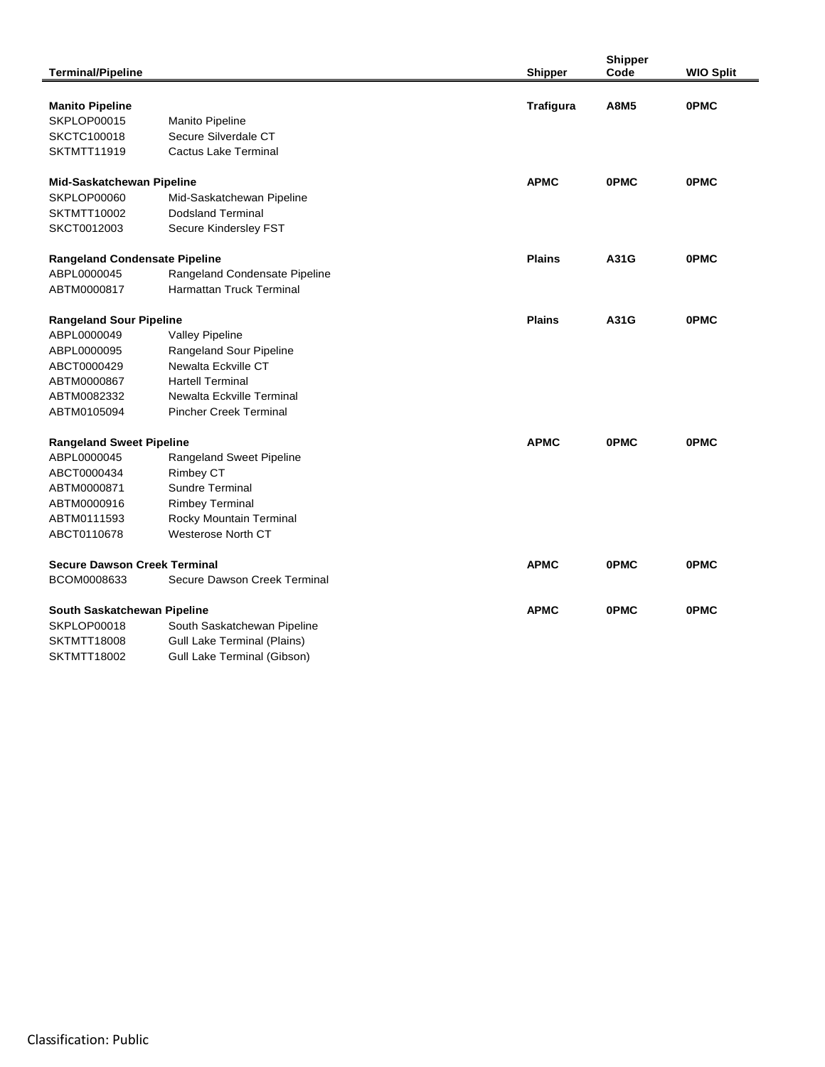| Terminal/Pipeline | | Shipper | Shipper Code | WIO Split |
|---|---|---|---|---|
| **Manito Pipeline** | | **Trafigura** | **A8M5** | **0PMC** |
| SKPLOP00015 | Manito Pipeline | | | |
| SKCTC100018 | Secure Silverdale CT | | | |
| SKTMTT11919 | Cactus Lake Terminal | | | |
| **Mid-Saskatchewan Pipeline** | | **APMC** | **0PMC** | **0PMC** |
| SKPLOP00060 | Mid-Saskatchewan Pipeline | | | |
| SKTMTT10002 | Dodsland Terminal | | | |
| SKCT0012003 | Secure Kindersley FST | | | |
| **Rangeland Condensate Pipeline** | | **Plains** | **A31G** | **0PMC** |
| ABPL0000045 | Rangeland Condensate Pipeline | | | |
| ABTM0000817 | Harmattan Truck Terminal | | | |
| **Rangeland Sour Pipeline** | | **Plains** | **A31G** | **0PMC** |
| ABPL0000049 | Valley Pipeline | | | |
| ABPL0000095 | Rangeland Sour Pipeline | | | |
| ABCT0000429 | Newalta Eckville CT | | | |
| ABTM0000867 | Hartell Terminal | | | |
| ABTM0082332 | Newalta Eckville Terminal | | | |
| ABTM0105094 | Pincher Creek Terminal | | | |
| **Rangeland Sweet Pipeline** | | **APMC** | **0PMC** | **0PMC** |
| ABPL0000045 | Rangeland Sweet Pipeline | | | |
| ABCT0000434 | Rimbey CT | | | |
| ABTM0000871 | Sundre Terminal | | | |
| ABTM0000916 | Rimbey Terminal | | | |
| ABTM0111593 | Rocky Mountain Terminal | | | |
| ABCT0110678 | Westerose North CT | | | |
| **Secure Dawson Creek Terminal** | | **APMC** | **0PMC** | **0PMC** |
| BCOM0008633 | Secure Dawson Creek Terminal | | | |
| **South Saskatchewan Pipeline** | | **APMC** | **0PMC** | **0PMC** |
| SKPLOP00018 | South Saskatchewan Pipeline | | | |
| SKTMTT18008 | Gull Lake Terminal (Plains) | | | |
| SKTMTT18002 | Gull Lake Terminal (Gibson) | | | |

Classification: Public